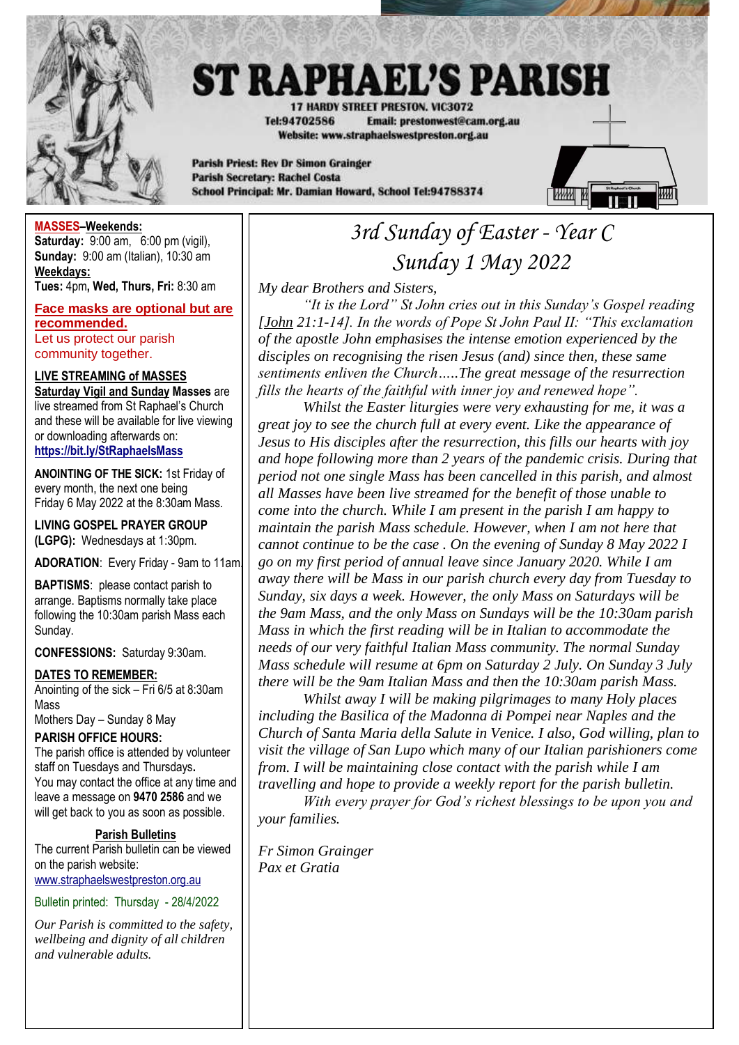# ST RAPHAEL'S PARISH

**17 HARDY STREET PRESTON. VIC3072**
**Tel:94702586 Email: prestonwest@cam.org.au**
**Website: www.straphaelswestpreston.org.au**

**Parish Priest: Rev Dr Simon Grainger**
**Parish Secretary: Rachel Costa**
**School Principal: Mr. Damian Howard, School Tel:94788374**

**MASSES–Weekends:**
**Saturday:** 9:00 am, 6:00 pm (vigil),
**Sunday:** 9:00 am (Italian), 10:30 am
**Weekdays:**
**Tues:** 4pm, **Wed, Thurs, Fri:** 8:30 am

**Face masks are optional but are recommended.**
Let us protect our parish community together.

**LIVE STREAMING of MASSES**
**Saturday Vigil and Sunday Masses** are live streamed from St Raphael's Church and these will be available for live viewing or downloading afterwards on: **https://bit.ly/StRaphaelsMass**

**ANOINTING OF THE SICK:** 1st Friday of every month, the next one being Friday 6 May 2022 at the 8:30am Mass.

**LIVING GOSPEL PRAYER GROUP (LGPG):** Wednesdays at 1:30pm.

**ADORATION**: Every Friday - 9am to 11am

**BAPTISMS**: please contact parish to arrange. Baptisms normally take place following the 10:30am parish Mass each Sunday.

**CONFESSIONS:** Saturday 9:30am.

**DATES TO REMEMBER:**
Anointing of the sick – Fri 6/5 at 8:30am Mass
Mothers Day – Sunday 8 May

**PARISH OFFICE HOURS:**
The parish office is attended by volunteer staff on Tuesdays and Thursdays**.**
You may contact the office at any time and leave a message on **9470 2586** and we will get back to you as soon as possible.

**Parish Bulletins**
The current Parish bulletin can be viewed on the parish website:
www.straphaelswestpreston.org.au

Bulletin printed: Thursday - 28/4/2022

*Our Parish is committed to the safety, wellbeing and dignity of all children and vulnerable adults.*

## *3rd Sunday of Easter - Year C*
## *Sunday 1 May 2022*

*My dear Brothers and Sisters,*

*"It is the Lord" St John cries out in this Sunday's Gospel reading [John 21:1-14]. In the words of Pope St John Paul II: "This exclamation of the apostle John emphasises the intense emotion experienced by the disciples on recognising the risen Jesus (and) since then, these same sentiments enliven the Church…..The great message of the resurrection fills the hearts of the faithful with inner joy and renewed hope".*

*Whilst the Easter liturgies were very exhausting for me, it was a great joy to see the church full at every event. Like the appearance of Jesus to His disciples after the resurrection, this fills our hearts with joy and hope following more than 2 years of the pandemic crisis. During that period not one single Mass has been cancelled in this parish, and almost all Masses have been live streamed for the benefit of those unable to come into the church. While I am present in the parish I am happy to maintain the parish Mass schedule. However, when I am not here that cannot continue to be the case . On the evening of Sunday 8 May 2022 I go on my first period of annual leave since January 2020. While I am away there will be Mass in our parish church every day from Tuesday to Sunday, six days a week. However, the only Mass on Saturdays will be the 9am Mass, and the only Mass on Sundays will be the 10:30am parish Mass in which the first reading will be in Italian to accommodate the needs of our very faithful Italian Mass community. The normal Sunday Mass schedule will resume at 6pm on Saturday 2 July. On Sunday 3 July there will be the 9am Italian Mass and then the 10:30am parish Mass.*

*Whilst away I will be making pilgrimages to many Holy places including the Basilica of the Madonna di Pompei near Naples and the Church of Santa Maria della Salute in Venice. I also, God willing, plan to visit the village of San Lupo which many of our Italian parishioners come from. I will be maintaining close contact with the parish while I am travelling and hope to provide a weekly report for the parish bulletin.*

*With every prayer for God's richest blessings to be upon you and your families.*

*Fr Simon Grainger*
*Pax et Gratia*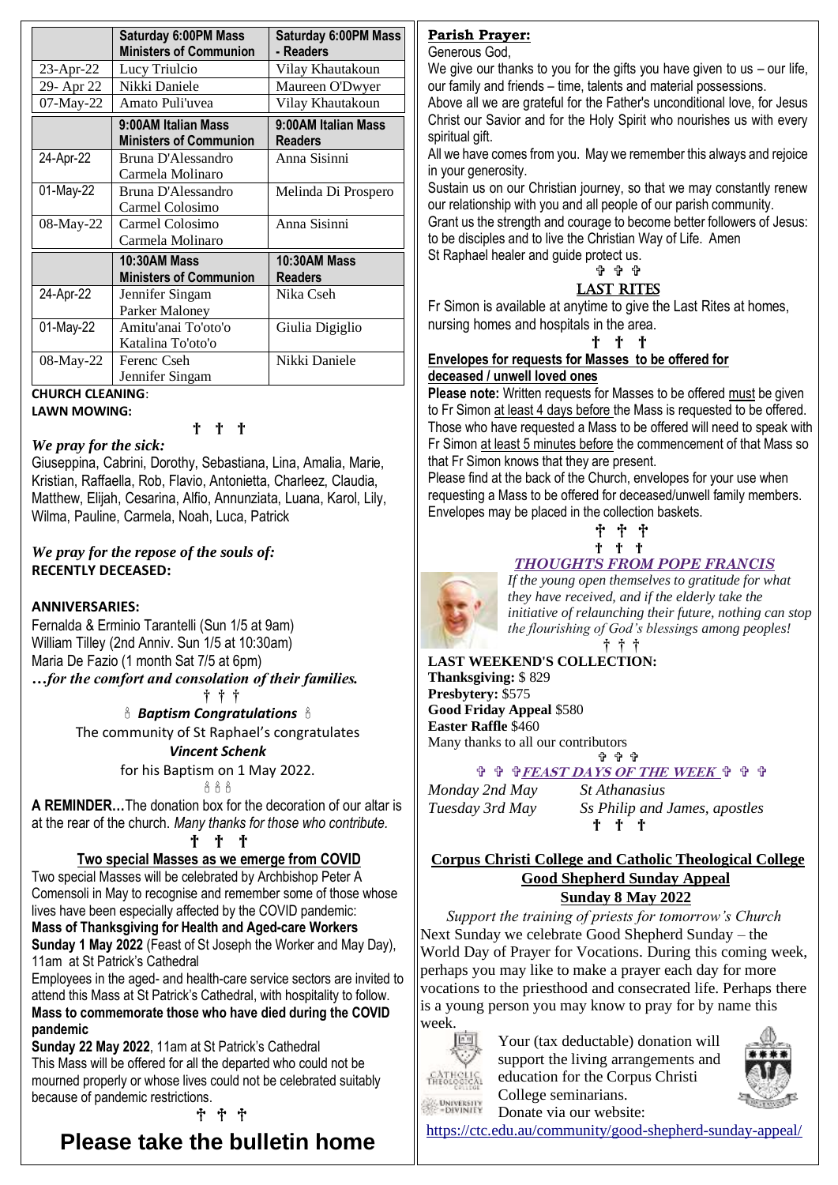| | Saturday 6:00PM Mass Ministers of Communion | Saturday 6:00PM Mass - Readers |
|---|---|---|
| 23-Apr-22 | Lucy Triulcio | Vilay Khautakoun |
| 29- Apr 22 | Nikki Daniele | Maureen O'Dwyer |
| 07-May-22 | Amato Puli'uvea | Vilay Khautakoun |

| | 9:00AM Italian Mass Ministers of Communion | 9:00AM Italian Mass Readers |
|---|---|---|
| 24-Apr-22 | Bruna D'Alessandro<br>Carmela Molinaro | Anna Sisinni |
| 01-May-22 | Bruna D'Alessandro<br>Carmel Colosimo | Melinda Di Prospero |
| 08-May-22 | Carmel Colosimo<br>Carmela Molinaro | Anna Sisinni |

| | 10:30AM Mass Ministers of Communion | 10:30AM Mass Readers |
|---|---|---|
| 24-Apr-22 | Jennifer Singam<br>Parker Maloney | Nika Cseh |
| 01-May-22 | Amitu'anai To'oto'o<br>Katalina To'oto'o | Giulia Digiglio |
| 08-May-22 | Ferenc Cseh<br>Jennifer Singam | Nikki Daniele |

**CHURCH CLEANING**:

**LAWN MOWING:**

† † †

***We pray for the sick:***

Giuseppina, Cabrini, Dorothy, Sebastiana, Lina, Amalia, Marie, Kristian, Raffaella, Rob, Flavio, Antonietta, Charleez, Claudia, Matthew, Elijah, Cesarina, Alfio, Annunziata, Luana, Karol, Lily, Wilma, Pauline, Carmela, Noah, Luca, Patrick

***We pray for the repose of the souls of:***

**RECENTLY DECEASED:**

**ANNIVERSARIES:**

Fernalda & Erminio Tarantelli (Sun 1/5 at 9am)
William Tilley (2nd Anniv. Sun 1/5 at 10:30am)
Maria De Fazio (1 month Sat 7/5 at 6pm)

***…for the comfort and consolation of their families.***

† † †

***Baptism Congratulations***

The community of St Raphael's congratulates

***Vincent Schenk***

for his Baptism on 1 May 2022.

**A REMINDER…**The donation box for the decoration of our altar is at the rear of the church. *Many thanks for those who contribute.*

† † †

**Two special Masses as we emerge from COVID**

Two special Masses will be celebrated by Archbishop Peter A Comensoli in May to recognise and remember some of those whose lives have been especially affected by the COVID pandemic:

**Mass of Thanksgiving for Health and Aged-care Workers**

**Sunday 1 May 2022** (Feast of St Joseph the Worker and May Day), 11am at St Patrick's Cathedral

Employees in the aged- and health-care service sectors are invited to attend this Mass at St Patrick's Cathedral, with hospitality to follow.

**Mass to commemorate those who have died during the COVID pandemic**

**Sunday 22 May 2022**, 11am at St Patrick's Cathedral

This Mass will be offered for all the departed who could not be mourned properly or whose lives could not be celebrated suitably because of pandemic restrictions.

† † †

# Please take the bulletin home

**Parish Prayer:**

Generous God,

We give our thanks to you for the gifts you have given to us – our life, our family and friends – time, talents and material possessions.

Above all we are grateful for the Father's unconditional love, for Jesus Christ our Savior and for the Holy Spirit who nourishes us with every spiritual gift.

All we have comes from you. May we remember this always and rejoice in your generosity.

Sustain us on our Christian journey, so that we may constantly renew our relationship with you and all people of our parish community.

Grant us the strength and courage to become better followers of Jesus: to be disciples and to live the Christian Way of Life. Amen

St Raphael healer and guide protect us.

† † †

**LAST RITES**

Fr Simon is available at anytime to give the Last Rites at homes, nursing homes and hospitals in the area.

† † †

**Envelopes for requests for Masses to be offered for deceased / unwell loved ones**

**Please note:** Written requests for Masses to be offered must be given to Fr Simon at least 4 days before the Mass is requested to be offered. Those who have requested a Mass to be offered will need to speak with Fr Simon at least 5 minutes before the commencement of that Mass so that Fr Simon knows that they are present.

Please find at the back of the Church, envelopes for your use when requesting a Mass to be offered for deceased/unwell family members. Envelopes may be placed in the collection baskets.

† † †

† † †

***THOUGHTS FROM POPE FRANCIS***

*If the young open themselves to gratitude for what they have received, and if the elderly take the initiative of relaunching their future, nothing can stop the flourishing of God's blessings among peoples!*

† † †

**LAST WEEKEND'S COLLECTION:**

**Thanksgiving:** $ 829
**Presbytery:** $575
**Good Friday Appeal** $580
**Easter Raffle** $460

Many thanks to all our contributors

† † †

***FEAST DAYS OF THE WEEK***

*Monday 2nd May* — *St Athanasius*
*Tuesday 3rd May* — *Ss Philip and James, apostles*

† † †

**Corpus Christi College and Catholic Theological College**
**Good Shepherd Sunday Appeal**
**Sunday 8 May 2022**

*Support the training of priests for tomorrow's Church*

Next Sunday we celebrate Good Shepherd Sunday – the World Day of Prayer for Vocations. During this coming week, perhaps you may like to make a prayer each day for more vocations to the priesthood and consecrated life. Perhaps there is a young person you may know to pray for by name this week.

Your (tax deductable) donation will support the living arrangements and education for the Corpus Christi College seminarians.

Donate via our website:

https://ctc.edu.au/community/good-shepherd-sunday-appeal/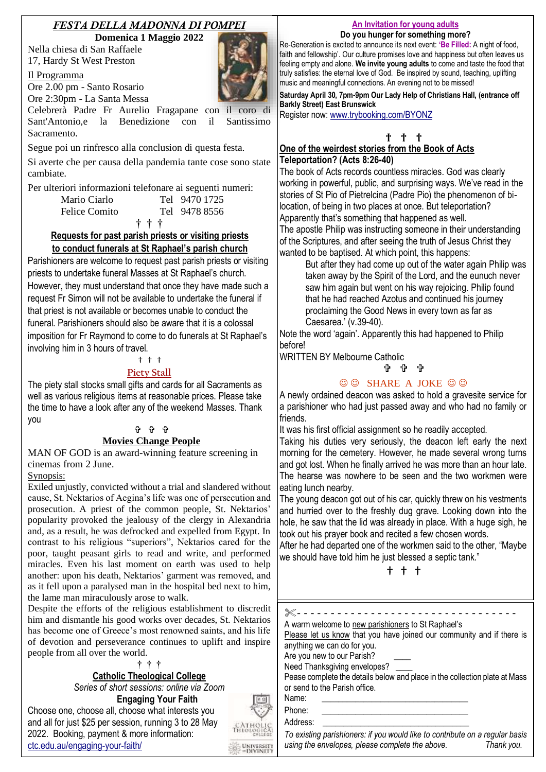## *FESTA DELLA MADONNA DI POMPEI*

**Domenica 1 Maggio 2022**

Nella chiesa di San Raffaele
17, Hardy St West Preston

Il Programma

Ore 2.00 pm - Santo Rosario
Ore 2:30pm - La Santa Messa
Celebrerà Padre Fr Aurelio Fragapane con il coro di Sant'Antonio,e la Benedizione con il Santissimo Sacramento.

Segue poi un rinfresco alla conclusion di questa festa.

Si averte che per causa della pandemia tante cose sono state cambiate.

Per ulteriori informazioni telefonare ai seguenti numeri:

Mario Ciarlo    Tel 9470 1725
Felice Comito    Tel 9478 8556

† † †

### Requests for past parish priests or visiting priests to conduct funerals at St Raphael's parish church

Parishioners are welcome to request past parish priests or visiting priests to undertake funeral Masses at St Raphael's church. However, they must understand that once they have made such a request Fr Simon will not be available to undertake the funeral if that priest is not available or becomes unable to conduct the funeral. Parishioners should also be aware that it is a colossal imposition for Fr Raymond to come to do funerals at St Raphael's involving him in 3 hours of travel.

† † †

### Piety Stall

The piety stall stocks small gifts and cards for all Sacraments as well as various religious items at reasonable prices. Please take the time to have a look after any of the weekend Masses. Thank you

✞ ✞ ✞

### Movies Change People

MAN OF GOD is an award-winning feature screening in cinemas from 2 June.

Synopsis:

Exiled unjustly, convicted without a trial and slandered without cause, St. Nektarios of Aegina's life was one of persecution and prosecution. A priest of the common people, St. Nektarios' popularity provoked the jealousy of the clergy in Alexandria and, as a result, he was defrocked and expelled from Egypt. In contrast to his religious "superiors", Nektarios cared for the poor, taught peasant girls to read and write, and performed miracles. Even his last moment on earth was used to help another: upon his death, Nektarios' garment was removed, and as it fell upon a paralysed man in the hospital bed next to him, the lame man miraculously arose to walk.

Despite the efforts of the religious establishment to discredit him and dismantle his good works over decades, St. Nektarios has become one of Greece's most renowned saints, and his life of devotion and perseverance continues to uplift and inspire people from all over the world.

† † †

### Catholic Theological College

*Series of short sessions: online via Zoom*

**Engaging Your Faith**

Choose one, choose all, choose what interests you and all for just $25 per session, running 3 to 28 May 2022. Booking, payment & more information: ctc.edu.au/engaging-your-faith/

### An Invitation for young adults

**Do you hunger for something more?**

Re-Generation is excited to announce its next event: **'Be Filled:** A night of food, faith and fellowship'. Our culture promises love and happiness but often leaves us feeling empty and alone. **We invite young adults** to come and taste the food that truly satisfies: the eternal love of God. Be inspired by sound, teaching, uplifting music and meaningful connections. An evening not to be missed!

**Saturday April 30, 7pm-9pm Our Lady Help of Christians Hall, (entrance off Barkly Street) East Brunswick**

Register now: www.trybooking.com/BYONZ

† † †

### One of the weirdest stories from the Book of Acts

**Teleportation? (Acts 8:26-40)**

The book of Acts records countless miracles. God was clearly working in powerful, public, and surprising ways. We've read in the stories of St Pio of Pietrelcina (Padre Pio) the phenomenon of bi-location, of being in two places at once. But teleportation? Apparently that's something that happened as well.

The apostle Philip was instructing someone in their understanding of the Scriptures, and after seeing the truth of Jesus Christ they wanted to be baptised. At which point, this happens:

> But after they had come up out of the water again Philip was taken away by the Spirit of the Lord, and the eunuch never saw him again but went on his way rejoicing. Philip found that he had reached Azotus and continued his journey proclaiming the Good News in every town as far as Caesarea.' (v.39-40).

Note the word 'again'. Apparently this had happened to Philip before!

WRITTEN BY Melbourne Catholic

✞ ✞ ✞

### ☺☺ SHARE A JOKE ☺☺

A newly ordained deacon was asked to hold a gravesite service for a parishioner who had just passed away and who had no family or friends.

It was his first official assignment so he readily accepted.

Taking his duties very seriously, the deacon left early the next morning for the cemetery. However, he made several wrong turns and got lost. When he finally arrived he was more than an hour late. The hearse was nowhere to be seen and the two workmen were eating lunch nearby.

The young deacon got out of his car, quickly threw on his vestments and hurried over to the freshly dug grave. Looking down into the hole, he saw that the lid was already in place. With a huge sigh, he took out his prayer book and recited a few chosen words.

After he had departed one of the workmen said to the other, "Maybe we should have told him he just blessed a septic tank."

† † †

✂- - - - - - - - - - - - - - - - - - - - - - - - - - - - - - - -

A warm welcome to new parishioners to St Raphael's

Please let us know that you have joined our community and if there is anything we can do for you.

Are you new to our Parish? ____

Need Thanksgiving envelopes? ____

Pease complete the details below and place in the collection plate at Mass or send to the Parish office.

Name: ________________________________

Phone: ________________________________

Address: ________________________________

*To existing parishioners: if you would like to contribute on a regular basis using the envelopes, please complete the above. Thank you.*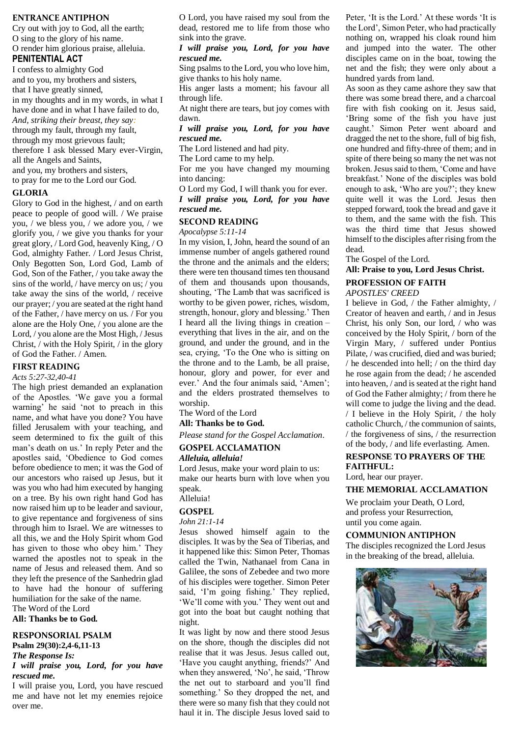## ENTRANCE ANTIPHON

Cry out with joy to God, all the earth;
O sing to the glory of his name.
O render him glorious praise, alleluia.

## PENITENTIAL ACT

I confess to almighty God
and to you, my brothers and sisters,
that I have greatly sinned,
in my thoughts and in my words, in what I have done and in what I have failed to do,
*And, striking their breast, they say:*
through my fault, through my fault,
through my most grievous fault;
therefore I ask blessed Mary ever-Virgin,
all the Angels and Saints,
and you, my brothers and sisters,
to pray for me to the Lord our God.

## GLORIA

Glory to God in the highest, / and on earth peace to people of good will. / We praise you, / we bless you, / we adore you, / we glorify you, / we give you thanks for your great glory, / Lord God, heavenly King, / O God, almighty Father. / Lord Jesus Christ, Only Begotten Son, Lord God, Lamb of God, Son of the Father, / you take away the sins of the world, / have mercy on us; / you take away the sins of the world, / receive our prayer; / you are seated at the right hand of the Father, / have mercy on us. / For you alone are the Holy One, / you alone are the Lord, / you alone are the Most High, / Jesus Christ, / with the Holy Spirit, / in the glory of God the Father. / Amen.

## FIRST READING

*Acts 5:27-32,40-41*

The high priest demanded an explanation of the Apostles. 'We gave you a formal warning' he said 'not to preach in this name, and what have you done? You have filled Jerusalem with your teaching, and seem determined to fix the guilt of this man's death on us.' In reply Peter and the apostles said, 'Obedience to God comes before obedience to men; it was the God of our ancestors who raised up Jesus, but it was you who had him executed by hanging on a tree. By his own right hand God has now raised him up to be leader and saviour, to give repentance and forgiveness of sins through him to Israel. We are witnesses to all this, we and the Holy Spirit whom God has given to those who obey him.' They warned the apostles not to speak in the name of Jesus and released them. And so they left the presence of the Sanhedrin glad to have had the honour of suffering humiliation for the sake of the name.
The Word of the Lord
**All: Thanks be to God.**

## RESPONSORIAL PSALM

**Psalm 29(30):2,4-6,11-13**
***The Response Is:***
***I will praise you, Lord, for you have rescued me.***

I will praise you, Lord, you have rescued me and have not let my enemies rejoice over me.
O Lord, you have raised my soul from the dead, restored me to life from those who sink into the grave.
***I will praise you, Lord, for you have rescued me.***

Sing psalms to the Lord, you who love him, give thanks to his holy name.
His anger lasts a moment; his favour all through life.
At night there are tears, but joy comes with dawn.
***I will praise you, Lord, for you have rescued me.***

The Lord listened and had pity.
The Lord came to my help.
For me you have changed my mourning into dancing:
O Lord my God, I will thank you for ever.
***I will praise you, Lord, for you have rescued me.***

## SECOND READING

*Apocalypse 5:11-14*

In my vision, I, John, heard the sound of an immense number of angels gathered round the throne and the animals and the elders; there were ten thousand times ten thousand of them and thousands upon thousands, shouting, 'The Lamb that was sacrificed is worthy to be given power, riches, wisdom, strength, honour, glory and blessing.' Then I heard all the living things in creation – everything that lives in the air, and on the ground, and under the ground, and in the sea, crying, 'To the One who is sitting on the throne and to the Lamb, be all praise, honour, glory and power, for ever and ever.' And the four animals said, 'Amen'; and the elders prostrated themselves to worship.
The Word of the Lord
**All: Thanks be to God.**

*Please stand for the Gospel Acclamation.*

## GOSPEL ACCLAMATION

***Alleluia, alleluia!***

Lord Jesus, make your word plain to us: make our hearts burn with love when you speak.
Alleluia!

## GOSPEL

*John 21:1-14*

Jesus showed himself again to the disciples. It was by the Sea of Tiberias, and it happened like this: Simon Peter, Thomas called the Twin, Nathanael from Cana in Galilee, the sons of Zebedee and two more of his disciples were together. Simon Peter said, 'I'm going fishing.' They replied, 'We'll come with you.' They went out and got into the boat but caught nothing that night.

It was light by now and there stood Jesus on the shore, though the disciples did not realise that it was Jesus. Jesus called out, 'Have you caught anything, friends?' And when they answered, 'No', he said, 'Throw the net out to starboard and you'll find something.' So they dropped the net, and there were so many fish that they could not haul it in. The disciple Jesus loved said to Peter, 'It is the Lord.' At these words 'It is the Lord', Simon Peter, who had practically nothing on, wrapped his cloak round him and jumped into the water. The other disciples came on in the boat, towing the net and the fish; they were only about a hundred yards from land.

As soon as they came ashore they saw that there was some bread there, and a charcoal fire with fish cooking on it. Jesus said, 'Bring some of the fish you have just caught.' Simon Peter went aboard and dragged the net to the shore, full of big fish, one hundred and fifty-three of them; and in spite of there being so many the net was not broken. Jesus said to them, 'Come and have breakfast.' None of the disciples was bold enough to ask, 'Who are you?'; they knew quite well it was the Lord. Jesus then stepped forward, took the bread and gave it to them, and the same with the fish. This was the third time that Jesus showed himself to the disciples after rising from the dead.
The Gospel of the Lord.
**All: Praise to you, Lord Jesus Christ.**

## PROFESSION OF FAITH

*APOSTLES' CREED*

I believe in God, / the Father almighty, / Creator of heaven and earth, / and in Jesus Christ, his only Son, our lord, / who was conceived by the Holy Spirit, / born of the Virgin Mary, / suffered under Pontius Pilate, / was crucified, died and was buried; / he descended into hell; / on the third day he rose again from the dead; / he ascended into heaven, / and is seated at the right hand of God the Father almighty; / from there he will come to judge the living and the dead. / I believe in the Holy Spirit, / the holy catholic Church, / the communion of saints, / the forgiveness of sins, / the resurrection of the body, / and life everlasting. Amen.

## RESPONSE TO PRAYERS OF THE FAITHFUL:

Lord, hear our prayer.

## THE MEMORIAL ACCLAMATION

We proclaim your Death, O Lord,
and profess your Resurrection,
until you come again.

## COMMUNION ANTIPHON

The disciples recognized the Lord Jesus in the breaking of the bread, alleluia.